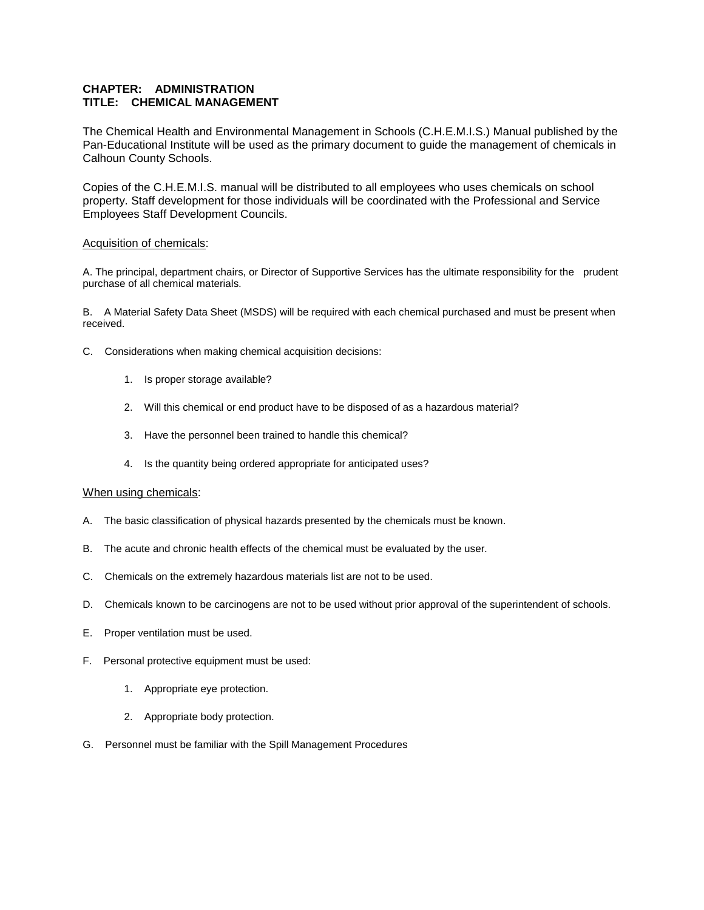**CHAPTER: ADMINISTRATION**
**TITLE: CHEMICAL MANAGEMENT**

The Chemical Health and Environmental Management in Schools (C.H.E.M.I.S.) Manual published by the Pan-Educational Institute will be used as the primary document to guide the management of chemicals in Calhoun County Schools.

Copies of the C.H.E.M.I.S. manual will be distributed to all employees who uses chemicals on school property. Staff development for those individuals will be coordinated with the Professional and Service Employees Staff Development Councils.

<u>Acquisition of chemicals</u>:

A. The principal, department chairs, or Director of Supportive Services has the ultimate responsibility for the prudent purchase of all chemical materials.

B. A Material Safety Data Sheet (MSDS) will be required with each chemical purchased and must be present when received.

C. Considerations when making chemical acquisition decisions:

1. Is proper storage available?
2. Will this chemical or end product have to be disposed of as a hazardous material?
3. Have the personnel been trained to handle this chemical?
4. Is the quantity being ordered appropriate for anticipated uses?

<u>When using chemicals</u>:

A. The basic classification of physical hazards presented by the chemicals must be known.

B. The acute and chronic health effects of the chemical must be evaluated by the user.

C. Chemicals on the extremely hazardous materials list are not to be used.

D. Chemicals known to be carcinogens are not to be used without prior approval of the superintendent of schools.

E. Proper ventilation must be used.

F. Personal protective equipment must be used:

1. Appropriate eye protection.
2. Appropriate body protection.

G. Personnel must be familiar with the Spill Management Procedures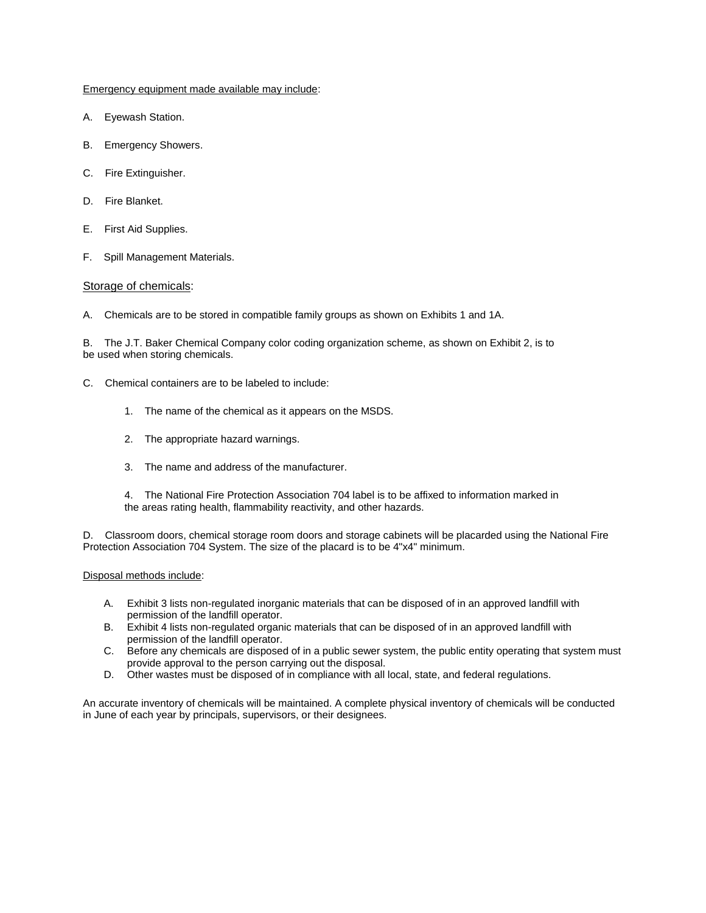Emergency equipment made available may include:

A. Eyewash Station.

B. Emergency Showers.

C. Fire Extinguisher.

D. Fire Blanket.

E. First Aid Supplies.

F. Spill Management Materials.

Storage of chemicals:

A. Chemicals are to be stored in compatible family groups as shown on Exhibits 1 and 1A.

B. The J.T. Baker Chemical Company color coding organization scheme, as shown on Exhibit 2, is to be used when storing chemicals.

C. Chemical containers are to be labeled to include:

1. The name of the chemical as it appears on the MSDS.

2. The appropriate hazard warnings.

3. The name and address of the manufacturer.

4. The National Fire Protection Association 704 label is to be affixed to information marked in the areas rating health, flammability reactivity, and other hazards.

D. Classroom doors, chemical storage room doors and storage cabinets will be placarded using the National Fire Protection Association 704 System. The size of the placard is to be 4"x4" minimum.

Disposal methods include:

A. Exhibit 3 lists non-regulated inorganic materials that can be disposed of in an approved landfill with permission of the landfill operator.
B. Exhibit 4 lists non-regulated organic materials that can be disposed of in an approved landfill with permission of the landfill operator.
C. Before any chemicals are disposed of in a public sewer system, the public entity operating that system must provide approval to the person carrying out the disposal.
D. Other wastes must be disposed of in compliance with all local, state, and federal regulations.

An accurate inventory of chemicals will be maintained. A complete physical inventory of chemicals will be conducted in June of each year by principals, supervisors, or their designees.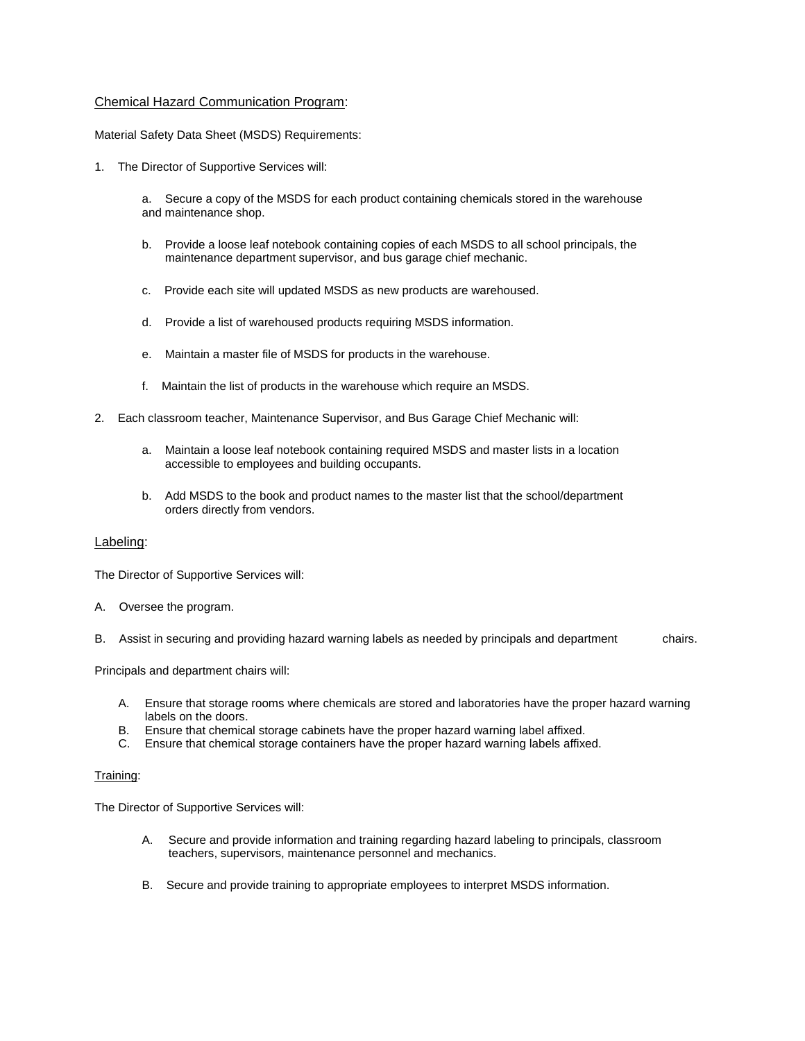Chemical Hazard Communication Program:

Material Safety Data Sheet (MSDS) Requirements:

1. The Director of Supportive Services will:

    a. Secure a copy of the MSDS for each product containing chemicals stored in the warehouse and maintenance shop.

    b. Provide a loose leaf notebook containing copies of each MSDS to all school principals, the maintenance department supervisor, and bus garage chief mechanic.

    c. Provide each site will updated MSDS as new products are warehoused.

    d. Provide a list of warehoused products requiring MSDS information.

    e. Maintain a master file of MSDS for products in the warehouse.

    f. Maintain the list of products in the warehouse which require an MSDS.

2. Each classroom teacher, Maintenance Supervisor, and Bus Garage Chief Mechanic will:

    a. Maintain a loose leaf notebook containing required MSDS and master lists in a location accessible to employees and building occupants.

    b. Add MSDS to the book and product names to the master list that the school/department orders directly from vendors.

Labeling:

The Director of Supportive Services will:

A. Oversee the program.

B. Assist in securing and providing hazard warning labels as needed by principals and department chairs.

Principals and department chairs will:

A. Ensure that storage rooms where chemicals are stored and laboratories have the proper hazard warning labels on the doors.
B. Ensure that chemical storage cabinets have the proper hazard warning label affixed.
C. Ensure that chemical storage containers have the proper hazard warning labels affixed.

Training:

The Director of Supportive Services will:

A. Secure and provide information and training regarding hazard labeling to principals, classroom teachers, supervisors, maintenance personnel and mechanics.

B. Secure and provide training to appropriate employees to interpret MSDS information.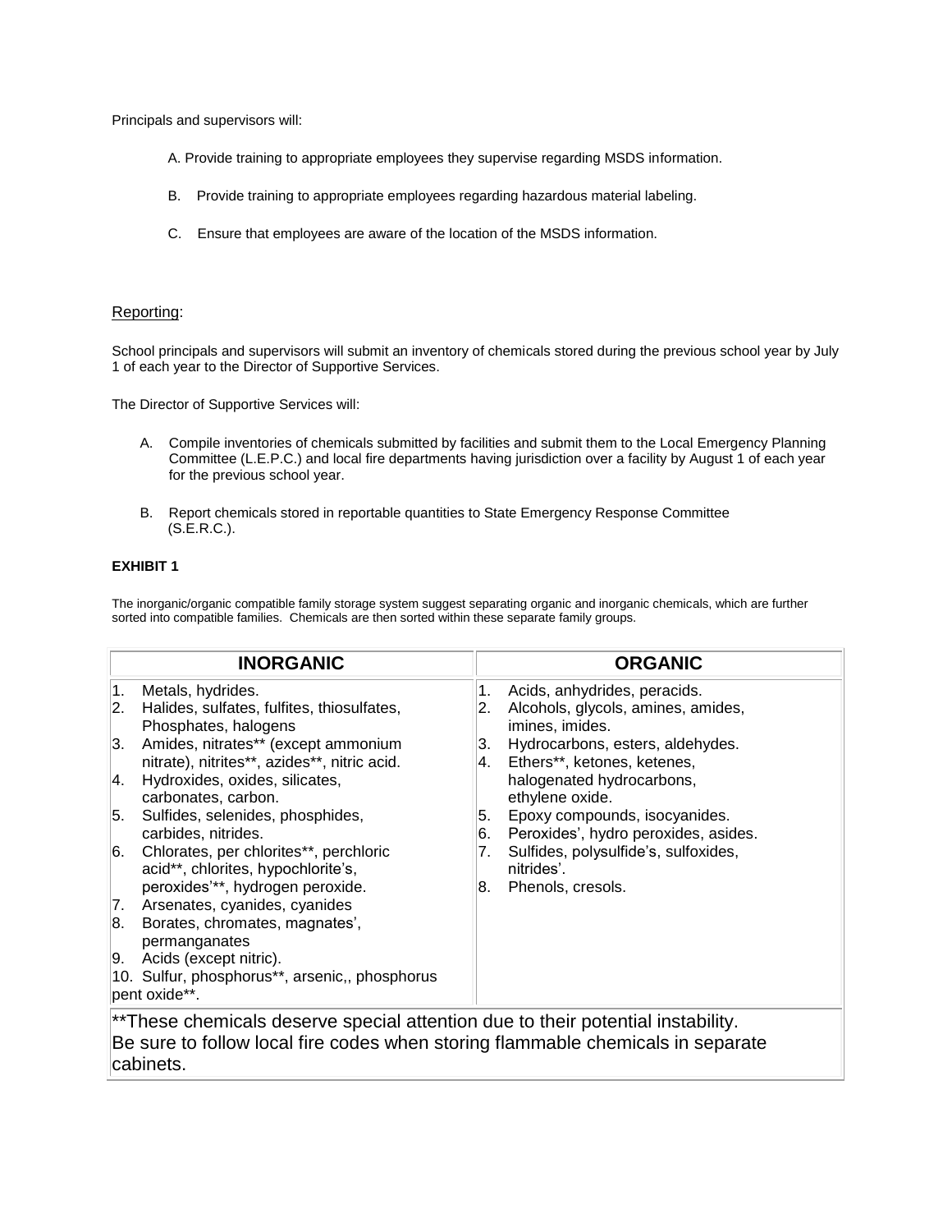Principals and supervisors will:

A. Provide training to appropriate employees they supervise regarding MSDS information.

B. Provide training to appropriate employees regarding hazardous material labeling.

C. Ensure that employees are aware of the location of the MSDS information.

## Reporting:

School principals and supervisors will submit an inventory of chemicals stored during the previous school year by July 1 of each year to the Director of Supportive Services.

The Director of Supportive Services will:

A. Compile inventories of chemicals submitted by facilities and submit them to the Local Emergency Planning Committee (L.E.P.C.) and local fire departments having jurisdiction over a facility by August 1 of each year for the previous school year.

B. Report chemicals stored in reportable quantities to State Emergency Response Committee (S.E.R.C.).

**EXHIBIT 1**

The inorganic/organic compatible family storage system suggest separating organic and inorganic chemicals, which are further sorted into compatible families. Chemicals are then sorted within these separate family groups.

| INORGANIC | ORGANIC |
|---|---|
| 1. Metals, hydrides.<br>2. Halides, sulfates, fulfites, thiosulfates, Phosphates, halogens<br>3. Amides, nitrates** (except ammonium nitrate), nitrites**, azides**, nitric acid.<br>4. Hydroxides, oxides, silicates, carbonates, carbon.<br>5. Sulfides, selenides, phosphides, carbides, nitrides.<br>6. Chlorates, per chlorites**, perchloric acid**, chlorites, hypochlorite's, peroxides'**, hydrogen peroxide.<br>7. Arsenates, cyanides, cyanides<br>8. Borates, chromates, magnates', permanganates<br>9. Acids (except nitric).<br>10. Sulfur, phosphorus**, arsenic,, phosphorus pent oxide**. | 1. Acids, anhydrides, peracids.<br>2. Alcohols, glycols, amines, amides, imines, imides.<br>3. Hydrocarbons, esters, aldehydes.<br>4. Ethers**, ketones, ketenes, halogenated hydrocarbons, ethylene oxide.<br>5. Epoxy compounds, isocyanides.<br>6. Peroxides', hydro peroxides, asides.<br>7. Sulfides, polysulfide's, sulfoxides, nitrides'.<br>8. Phenols, cresols. |
| **These chemicals deserve special attention due to their potential instability. Be sure to follow local fire codes when storing flammable chemicals in separate cabinets. | |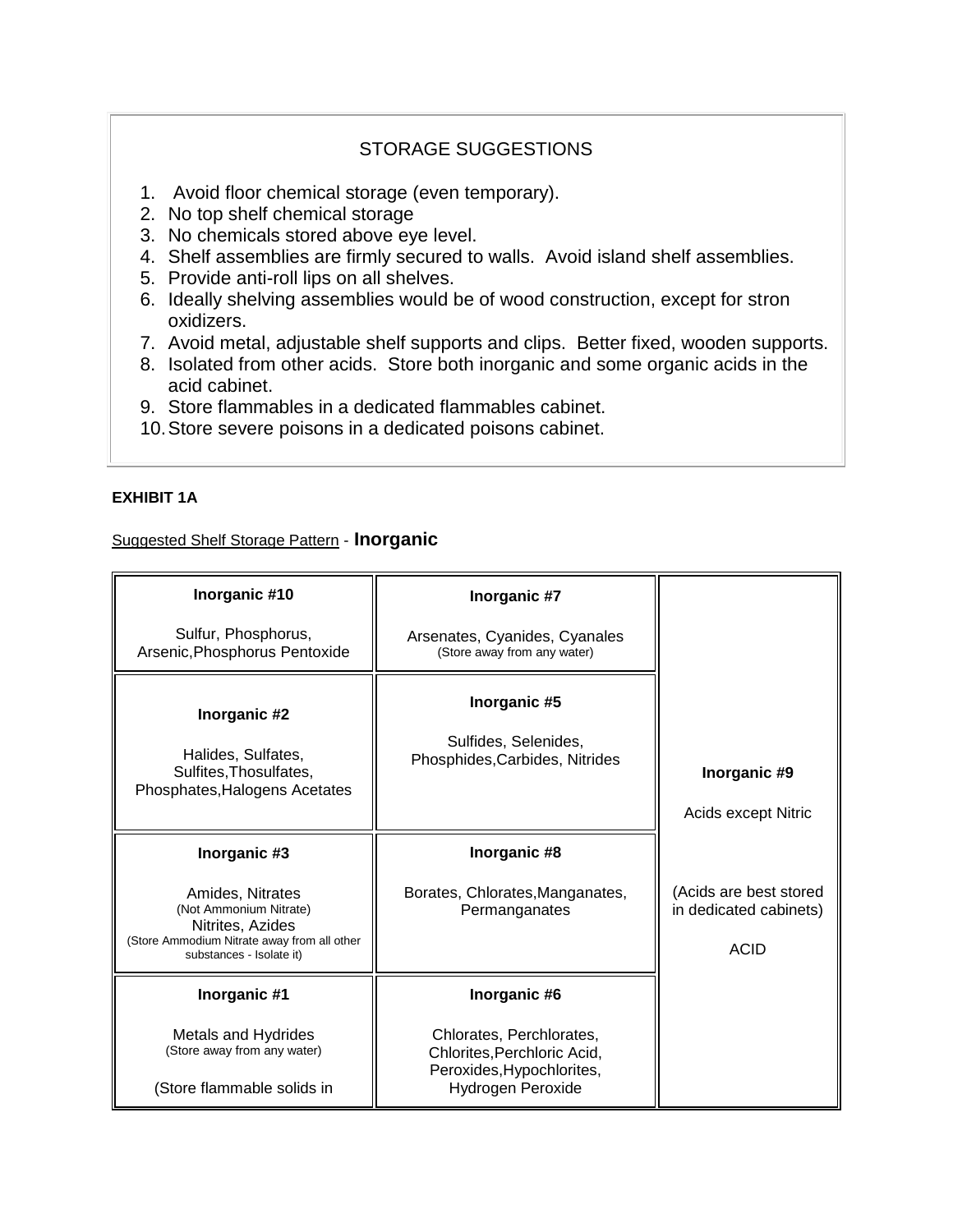## STORAGE SUGGESTIONS

1. Avoid floor chemical storage (even temporary).
2. No top shelf chemical storage
3. No chemicals stored above eye level.
4. Shelf assemblies are firmly secured to walls. Avoid island shelf assemblies.
5. Provide anti-roll lips on all shelves.
6. Ideally shelving assemblies would be of wood construction, except for stron oxidizers.
7. Avoid metal, adjustable shelf supports and clips. Better fixed, wooden supports.
8. Isolated from other acids. Store both inorganic and some organic acids in the acid cabinet.
9. Store flammables in a dedicated flammables cabinet.
10. Store severe poisons in a dedicated poisons cabinet.

**EXHIBIT 1A**

Suggested Shelf Storage Pattern - **Inorganic**

| | | |
|---|---|---|
| **Inorganic #10**<br><br>Sulfur, Phosphorus, Arsenic,Phosphorus Pentoxide | **Inorganic #7**<br><br>Arsenates, Cyanides, Cyanales<br>(Store away from any water) | **Inorganic #9**<br><br>Acids except Nitric<br><br>(Acids are best stored in dedicated cabinets)<br><br>ACID |
| **Inorganic #2**<br><br>Halides, Sulfates, Sulfites,Thosulfates, Phosphates,Halogens Acetates | **Inorganic #5**<br><br>Sulfides, Selenides, Phosphides,Carbides, Nitrides | |
| **Inorganic #3**<br><br>Amides, Nitrates<br>(Not Ammonium Nitrate)<br>Nitrites, Azides<br>(Store Ammodium Nitrate away from all other substances - Isolate it) | **Inorganic #8**<br><br>Borates, Chlorates,Manganates, Permanganates | |
| **Inorganic #1**<br><br>Metals and Hydrides<br>(Store away from any water)<br><br>(Store flammable solids in | **Inorganic #6**<br><br>Chlorates, Perchlorates, Chlorites,Perchloric Acid, Peroxides,Hypochlorites, Hydrogen Peroxide | |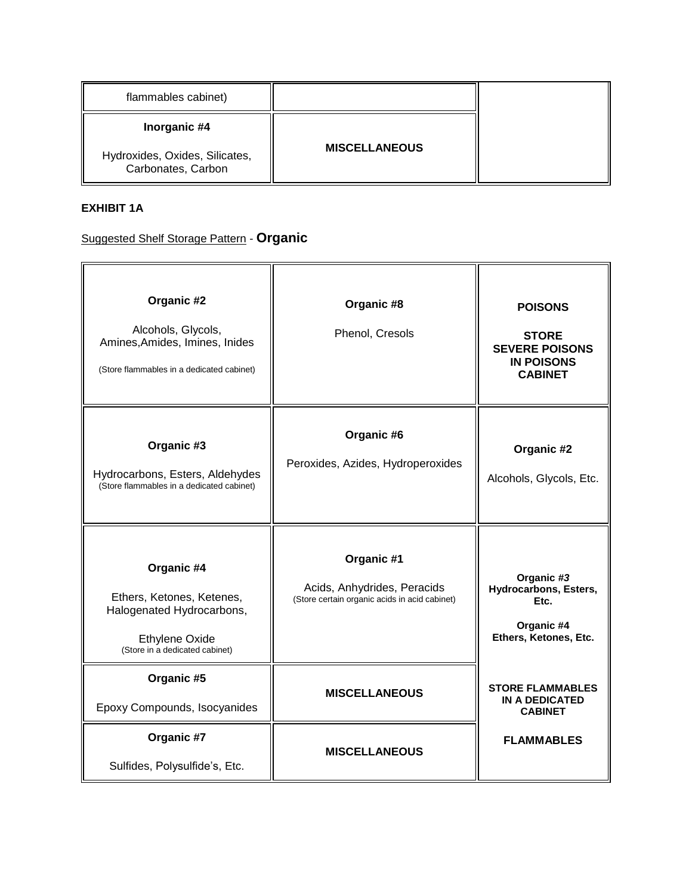| flammables cabinet) | | |
|---|---|---|
| **Inorganic #4**<br><br>Hydroxides, Oxides, Silicates, Carbonates, Carbon | **MISCELLANEOUS** | |

**EXHIBIT 1A**

Suggested Shelf Storage Pattern - **Organic**

| | | |
|---|---|---|
| **Organic #2**<br><br>Alcohols, Glycols, Amines,Amides, Imines, Inides<br><br>(Store flammables in a dedicated cabinet) | **Organic #8**<br><br>Phenol, Cresols | **POISONS**<br><br>**STORE SEVERE POISONS IN POISONS CABINET** |
| **Organic #3**<br><br>Hydrocarbons, Esters, Aldehydes<br>(Store flammables in a dedicated cabinet) | **Organic #6**<br><br>Peroxides, Azides, Hydroperoxides | **Organic #2**<br><br>Alcohols, Glycols, Etc. |
| **Organic #4**<br><br>Ethers, Ketones, Ketenes, Halogenated Hydrocarbons,<br><br>Ethylene Oxide<br>(Store in a dedicated cabinet) | **Organic #1**<br><br>Acids, Anhydrides, Peracids<br>(Store certain organic acids in acid cabinet) | **Organic #*3***<br>**Hydrocarbons, Esters, Etc.**<br><br>**Organic #4**<br>**Ethers, Ketones, Etc.**<br><br>**STORE FLAMMABLES IN A DEDICATED CABINET**<br><br>**FLAMMABLES** |
| **Organic #5**<br><br>Epoxy Compounds, Isocyanides | **MISCELLANEOUS** | |
| **Organic #7**<br><br>Sulfides, Polysulfide's, Etc. | **MISCELLANEOUS** | |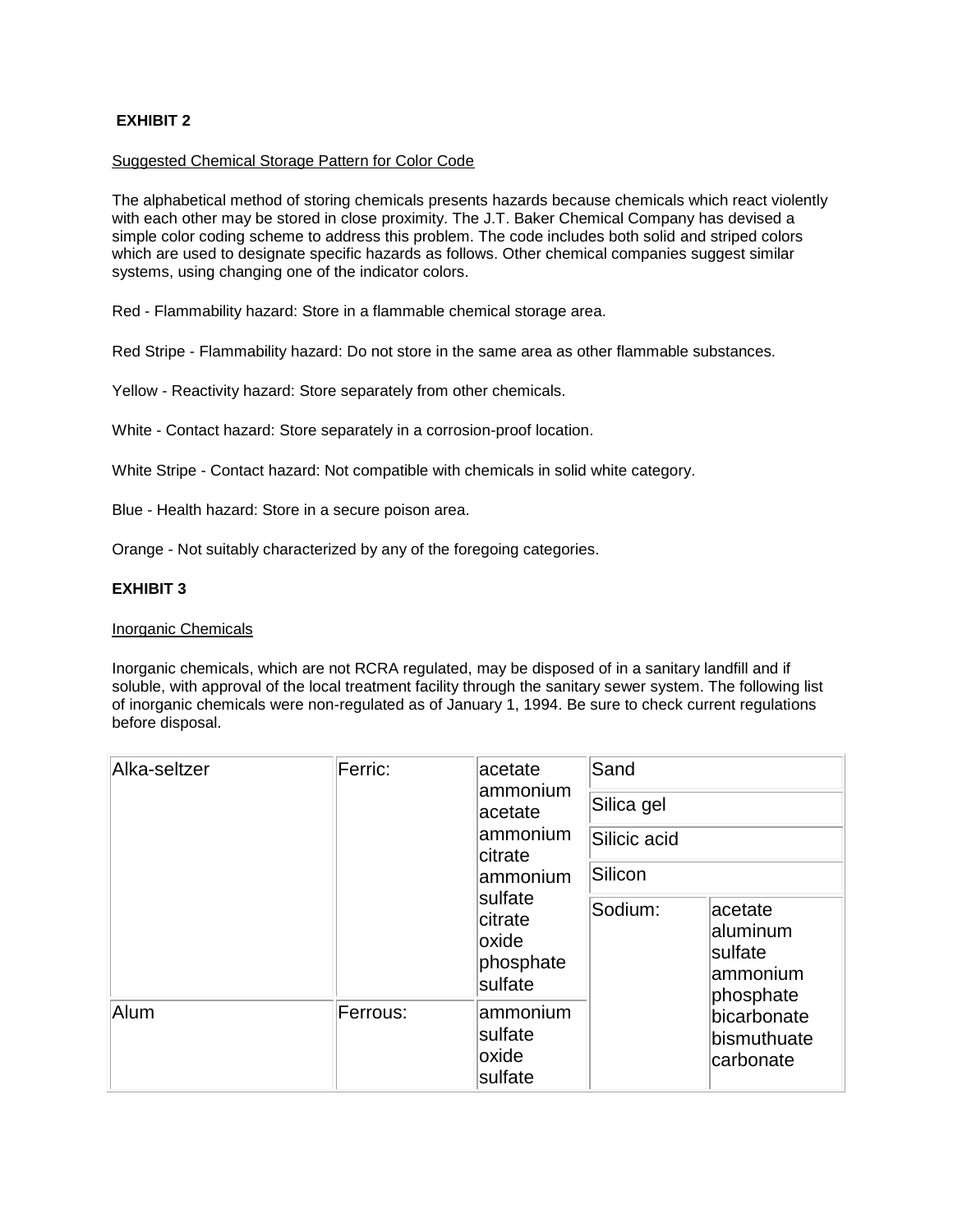**EXHIBIT 2**

Suggested Chemical Storage Pattern for Color Code

The alphabetical method of storing chemicals presents hazards because chemicals which react violently with each other may be stored in close proximity. The J.T. Baker Chemical Company has devised a simple color coding scheme to address this problem. The code includes both solid and striped colors which are used to designate specific hazards as follows. Other chemical companies suggest similar systems, using changing one of the indicator colors.

Red - Flammability hazard: Store in a flammable chemical storage area.

Red Stripe - Flammability hazard: Do not store in the same area as other flammable substances.

Yellow - Reactivity hazard: Store separately from other chemicals.

White - Contact hazard: Store separately in a corrosion-proof location.

White Stripe - Contact hazard: Not compatible with chemicals in solid white category.

Blue - Health hazard: Store in a secure poison area.

Orange - Not suitably characterized by any of the foregoing categories.

**EXHIBIT 3**

Inorganic Chemicals

Inorganic chemicals, which are not RCRA regulated, may be disposed of in a sanitary landfill and if soluble, with approval of the local treatment facility through the sanitary sewer system. The following list of inorganic chemicals were non-regulated as of January 1, 1994. Be sure to check current regulations before disposal.

| | | | | |
|---|---|---|---|---|
| Alka-seltzer | Ferric: | acetate<br>ammonium acetate<br>ammonium citrate<br>ammonium sulfate<br>citrate<br>oxide<br>phosphate<br>sulfate | Sand | |
| | | | Silica gel | |
| | | | Silicic acid | |
| | | | Silicon | |
| | | | Sodium: | acetate<br>aluminum sulfate<br>ammonium phosphate<br>bicarbonate<br>bismuthuate<br>carbonate |
| Alum | Ferrous: | ammonium sulfate<br>oxide<br>sulfate | | |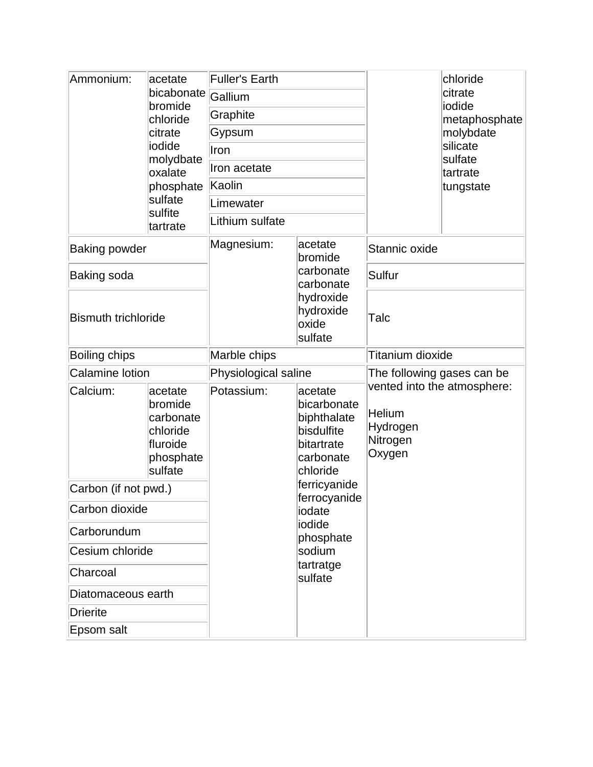| | | | | | |
|---|---|---|---|---|---|
| Ammonium: | acetate<br>bicabonate<br>bromide<br>chloride<br>citrate<br>iodide<br>molydbate<br>oxalate<br>phosphate<br>sulfate<br>sulfite<br>tartrate | Fuller's Earth<br>Gallium<br>Graphite<br>Gypsum<br>Iron<br>Iron acetate<br>Kaolin<br>Limewater<br>Lithium sulfate | | | chloride<br>citrate<br>iodide<br>metaphosphate<br>molybdate<br>silicate<br>sulfate<br>tartrate<br>tungstate |
| Baking powder | | Magnesium: | acetate<br>bromide<br>carbonate<br>carbonate<br>hydroxide<br>hydroxide<br>oxide<br>sulfate | Stannic oxide | |
| Baking soda | | | | Sulfur | |
| Bismuth trichloride | | | | Talc | |
| Boiling chips | | Marble chips | | Titanium dioxide | |
| Calamine lotion | | Physiological saline | | The following gases can be vented into the atmosphere:<br><br>Helium<br>Hydrogen<br>Nitrogen<br>Oxygen | |
| Calcium: | acetate<br>bromide<br>carbonate<br>chloride<br>fluroide<br>phosphate<br>sulfate | Potassium: | acetate<br>bicarbonate<br>biphthalate<br>bisdulfite<br>bitartrate<br>carbonate<br>chloride<br>ferricyanide<br>ferrocyanide<br>iodate<br>iodide<br>phosphate<br>sodium<br>tartratge<br>sulfate | | |
| Carbon (if not pwd.) | | | | | |
| Carbon dioxide | | | | | |
| Carborundum | | | | | |
| Cesium chloride | | | | | |
| Charcoal | | | | | |
| Diatomaceous earth | | | | | |
| Drierite | | | | | |
| Epsom salt | | | | | |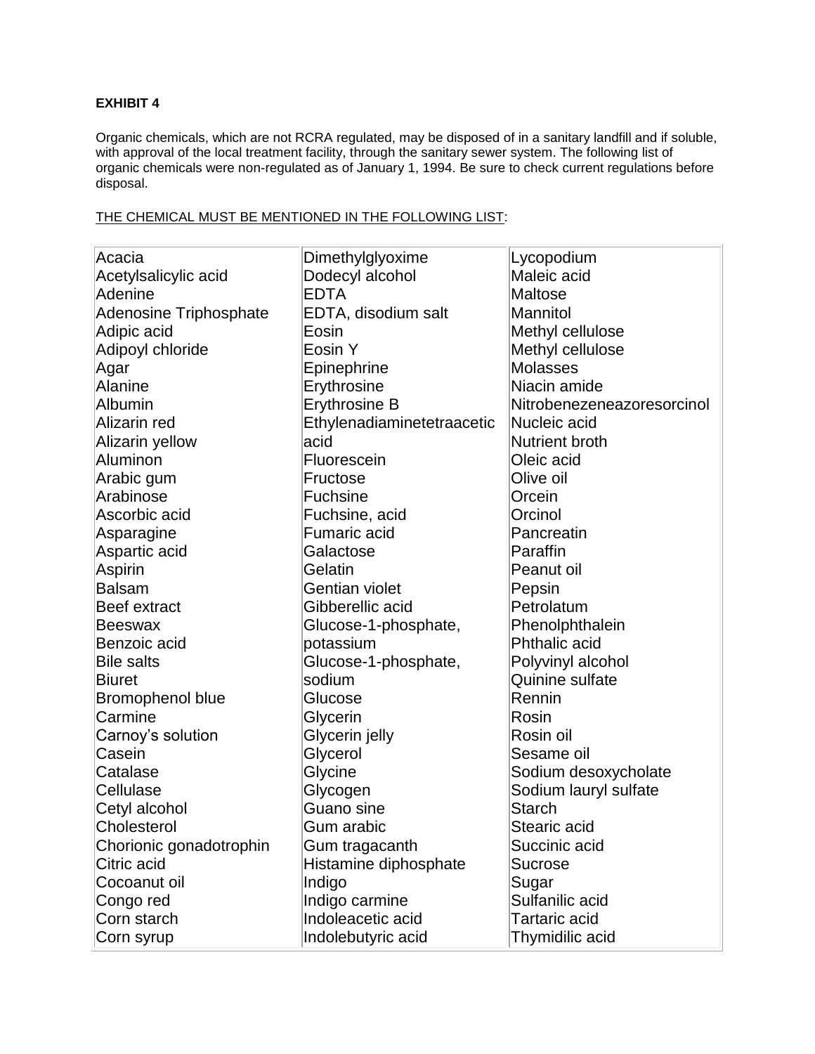**EXHIBIT 4**

Organic chemicals, which are not RCRA regulated, may be disposed of in a sanitary landfill and if soluble, with approval of the local treatment facility, through the sanitary sewer system. The following list of organic chemicals were non-regulated as of January 1, 1994. Be sure to check current regulations before disposal.

<u>THE CHEMICAL MUST BE MENTIONED IN THE FOLLOWING LIST</u>:

| | | |
|---|---|---|
| Acacia | Dimethylglyoxime | Lycopodium |
| Acetylsalicylic acid | Dodecyl alcohol | Maleic acid |
| Adenine | EDTA | Maltose |
| Adenosine Triphosphate | EDTA, disodium salt | Mannitol |
| Adipic acid | Eosin | Methyl cellulose |
| Adipoyl chloride | Eosin Y | Methyl cellulose |
| Agar | Epinephrine | Molasses |
| Alanine | Erythrosine | Niacin amide |
| Albumin | Erythrosine B | Nitrobenezeneazoresorcinol |
| Alizarin red | Ethylenadiaminetetraacetic acid | Nucleic acid |
| Alizarin yellow | Fluorescein | Nutrient broth |
| Aluminon | Fructose | Oleic acid |
| Arabic gum | Fuchsine | Olive oil |
| Arabinose | Fuchsine, acid | Orcein |
| Ascorbic acid | Fumaric acid | Orcinol |
| Asparagine | Galactose | Pancreatin |
| Aspartic acid | Gelatin | Paraffin |
| Aspirin | Gentian violet | Peanut oil |
| Balsam | Gibberellic acid | Pepsin |
| Beef extract | Glucose-1-phosphate, potassium | Petrolatum |
| Beeswax | Glucose-1-phosphate, sodium | Phenolphthalein |
| Benzoic acid | Glucose | Phthalic acid |
| Bile salts | Glycerin | Polyvinyl alcohol |
| Biuret | Glycerin jelly | Quinine sulfate |
| Bromophenol blue | Glycerol | Rennin |
| Carmine | Glycine | Rosin |
| Carnoy's solution | Glycogen | Rosin oil |
| Casein | Guano sine | Sesame oil |
| Catalase | Gum arabic | Sodium desoxycholate |
| Cellulase | Gum tragacanth | Sodium lauryl sulfate |
| Cetyl alcohol | Histamine diphosphate | Starch |
| Cholesterol | Indigo | Stearic acid |
| Chorionic gonadotrophin | Indigo carmine | Succinic acid |
| Citric acid | Indoleacetic acid | Sucrose |
| Cocoanut oil | Indolebutyric acid | Sugar |
| Congo red | | Sulfanilic acid |
| Corn starch | | Tartaric acid |
| Corn syrup | | Thymidilic acid |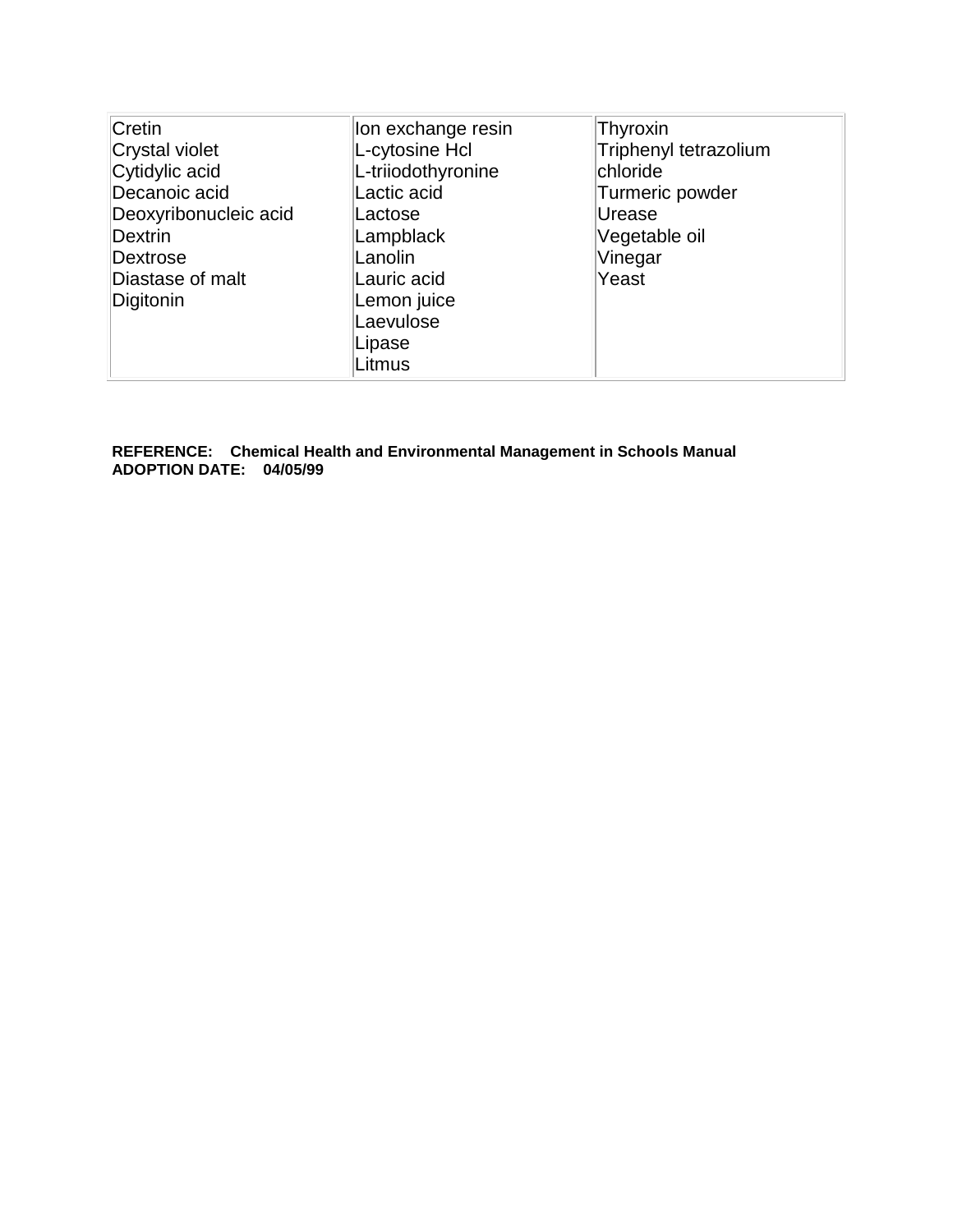| | | |
|---|---|---|
| Cretin<br>Crystal violet<br>Cytidylic acid<br>Decanoic acid<br>Deoxyribonucleic acid<br>Dextrin<br>Dextrose<br>Diastase of malt<br>Digitonin | Ion exchange resin<br>L-cytosine Hcl<br>L-triiodothyronine<br>Lactic acid<br>Lactose<br>Lampblack<br>Lanolin<br>Lauric acid<br>Lemon juice<br>Laevulose<br>Lipase<br>Litmus | Thyroxin<br>Triphenyl tetrazolium chloride<br>Turmeric powder<br>Urease<br>Vegetable oil<br>Vinegar<br>Yeast |

**REFERENCE: Chemical Health and Environmental Management in Schools Manual**
**ADOPTION DATE: 04/05/99**